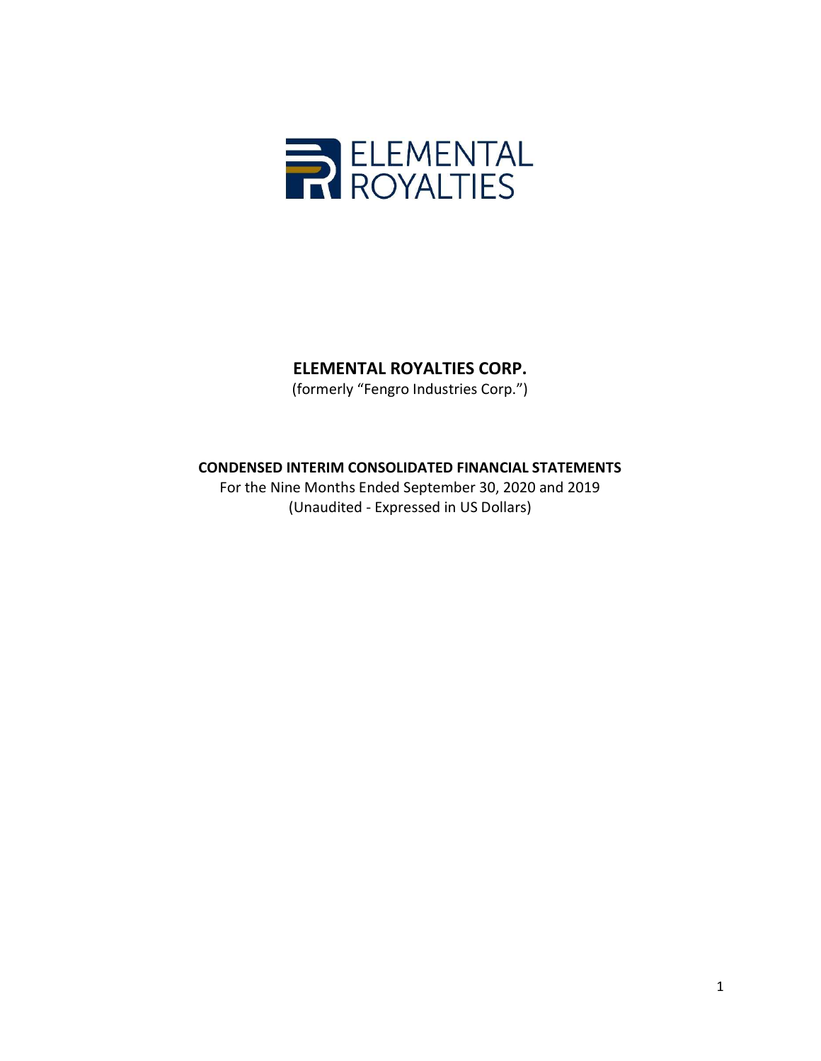ELEMENTAL ROYALTIES

# ELEMENTAL ROYALTIES CORP.

(formerly "Fengro Industries Corp.")

## CONDENSED INTERIM CONSOLIDATED FINANCIAL STATEMENTS

For the Nine Months Ended September 30, 2020 and 2019

(Unaudited - Expressed in US Dollars)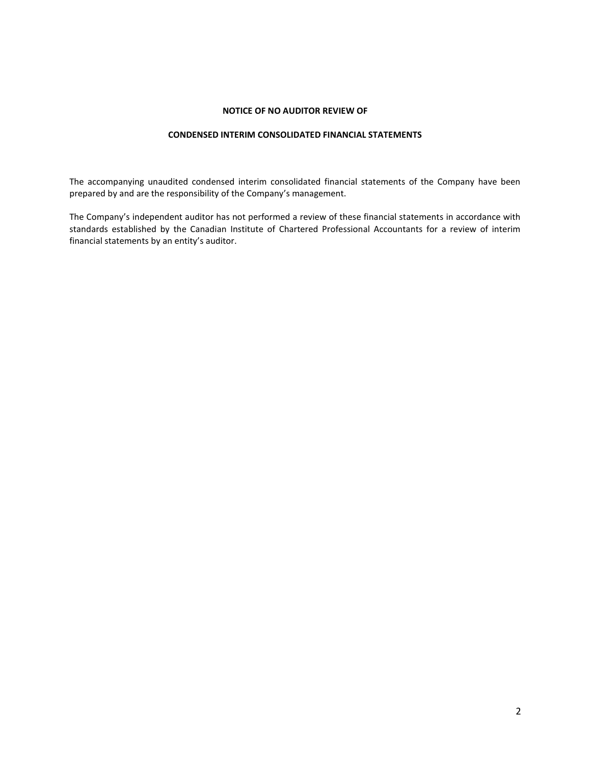## NOTICE OF NO AUDITOR REVIEW OF

## CONDENSED INTERIM CONSOLIDATED FINANCIAL STATEMENTS

The accompanying unaudited condensed interim consolidated financial statements of the Company have been prepared by and are the responsibility of the Company's management.

The Company's independent auditor has not performed a review of these financial statements in accordance with standards established by the Canadian Institute of Chartered Professional Accountants for a review of interim financial statements by an entity's auditor.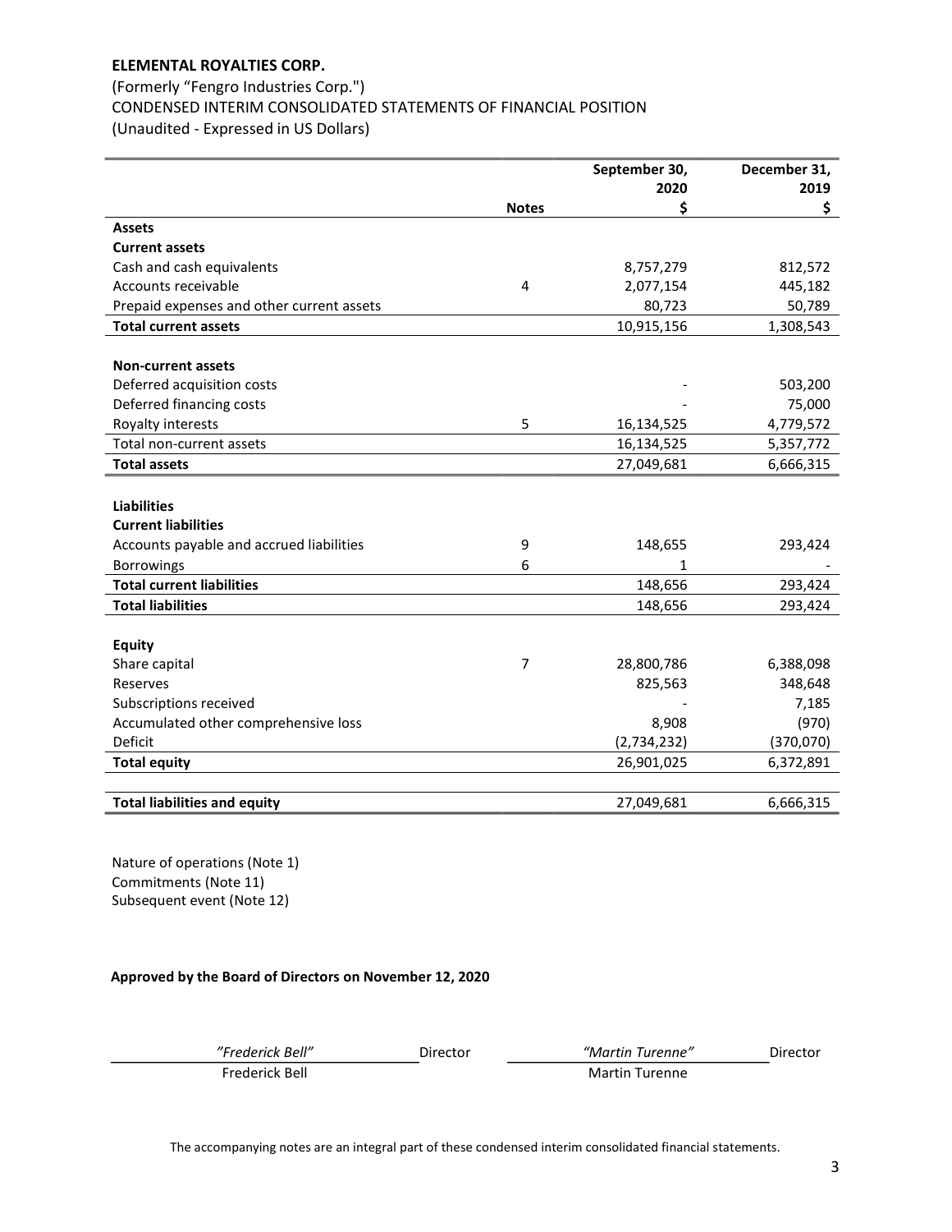**ELEMENTAL ROYALTIES CORP.**

(Formerly "Fengro Industries Corp.")

CONDENSED INTERIM CONSOLIDATED STATEMENTS OF FINANCIAL POSITION

(Unaudited - Expressed in US Dollars)

| | Notes | September 30, 2020 $ | December 31, 2019 $ |
|---|---|---|---|
| **Assets** | | | |
| **Current assets** | | | |
| Cash and cash equivalents | | 8,757,279 | 812,572 |
| Accounts receivable | 4 | 2,077,154 | 445,182 |
| Prepaid expenses and other current assets | | 80,723 | 50,789 |
| **Total current assets** | | 10,915,156 | 1,308,543 |
| | | | |
| **Non-current assets** | | | |
| Deferred acquisition costs | | - | 503,200 |
| Deferred financing costs | | - | 75,000 |
| Royalty interests | 5 | 16,134,525 | 4,779,572 |
| Total non-current assets | | 16,134,525 | 5,357,772 |
| **Total assets** | | 27,049,681 | 6,666,315 |
| | | | |
| **Liabilities** | | | |
| **Current liabilities** | | | |
| Accounts payable and accrued liabilities | 9 | 148,655 | 293,424 |
| Borrowings | 6 | 1 | - |
| **Total current liabilities** | | 148,656 | 293,424 |
| **Total liabilities** | | 148,656 | 293,424 |
| | | | |
| **Equity** | | | |
| Share capital | 7 | 28,800,786 | 6,388,098 |
| Reserves | | 825,563 | 348,648 |
| Subscriptions received | | - | 7,185 |
| Accumulated other comprehensive loss | | 8,908 | (970) |
| Deficit | | (2,734,232) | (370,070) |
| **Total equity** | | 26,901,025 | 6,372,891 |
| | | | |
| **Total liabilities and equity** | | 27,049,681 | 6,666,315 |

Nature of operations (Note 1)
Commitments (Note 11)
Subsequent event (Note 12)

**Approved by the Board of Directors on November 12, 2020**

| *"Frederick Bell"* | Director | *"Martin Turenne"* | Director |
|---|---|---|---|
| Frederick Bell | | Martin Turenne | |

The accompanying notes are an integral part of these condensed interim consolidated financial statements.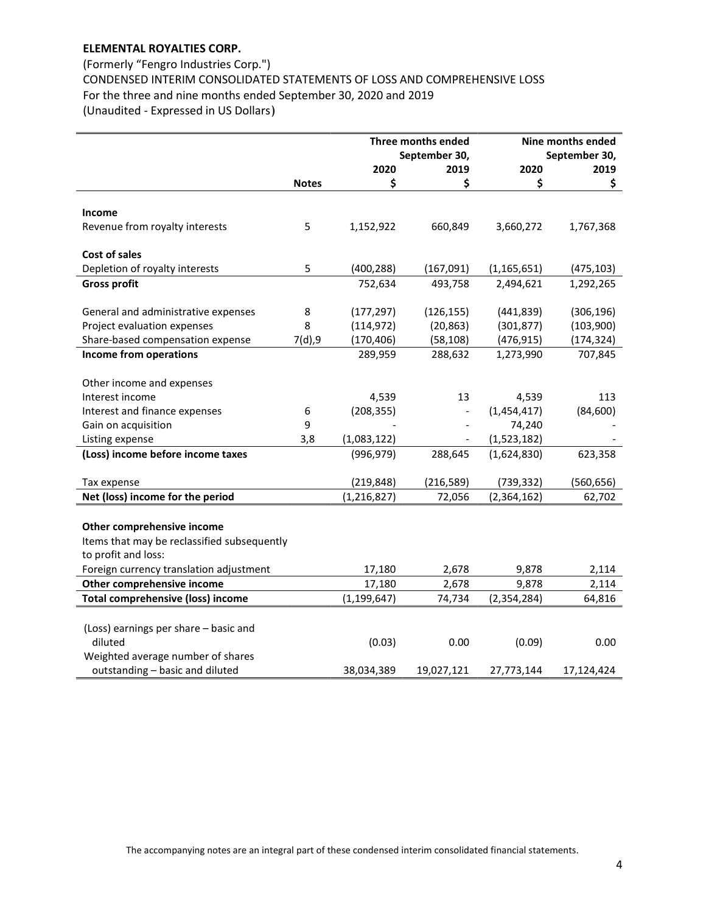**ELEMENTAL ROYALTIES CORP.**

(Formerly "Fengro Industries Corp.")

CONDENSED INTERIM CONSOLIDATED STATEMENTS OF LOSS AND COMPREHENSIVE LOSS

For the three and nine months ended September 30, 2020 and 2019

(Unaudited - Expressed in US Dollars)

| | | Three months ended September 30, | | Nine months ended September 30, | |
|---|---|---|---|---|---|
| | | 2020 | 2019 | 2020 | 2019 |
| | **Notes** | **$** | **$** | **$** | **$** |
| **Income** | | | | | |
| Revenue from royalty interests | 5 | 1,152,922 | 660,849 | 3,660,272 | 1,767,368 |
| **Cost of sales** | | | | | |
| Depletion of royalty interests | 5 | (400,288) | (167,091) | (1,165,651) | (475,103) |
| **Gross profit** | | 752,634 | 493,758 | 2,494,621 | 1,292,265 |
| General and administrative expenses | 8 | (177,297) | (126,155) | (441,839) | (306,196) |
| Project evaluation expenses | 8 | (114,972) | (20,863) | (301,877) | (103,900) |
| Share-based compensation expense | 7(d),9 | (170,406) | (58,108) | (476,915) | (174,324) |
| **Income from operations** | | 289,959 | 288,632 | 1,273,990 | 707,845 |
| Other income and expenses | | | | | |
| Interest income | | 4,539 | 13 | 4,539 | 113 |
| Interest and finance expenses | 6 | (208,355) | - | (1,454,417) | (84,600) |
| Gain on acquisition | 9 | - | - | 74,240 | - |
| Listing expense | 3,8 | (1,083,122) | - | (1,523,182) | - |
| **(Loss) income before income taxes** | | (996,979) | 288,645 | (1,624,830) | 623,358 |
| Tax expense | | (219,848) | (216,589) | (739,332) | (560,656) |
| **Net (loss) income for the period** | | (1,216,827) | 72,056 | (2,364,162) | 62,702 |
| **Other comprehensive income** | | | | | |
| Items that may be reclassified subsequently to profit and loss: | | | | | |
| Foreign currency translation adjustment | | 17,180 | 2,678 | 9,878 | 2,114 |
| **Other comprehensive income** | | 17,180 | 2,678 | 9,878 | 2,114 |
| **Total comprehensive (loss) income** | | (1,199,647) | 74,734 | (2,354,284) | 64,816 |
| (Loss) earnings per share – basic and diluted | | (0.03) | 0.00 | (0.09) | 0.00 |
| Weighted average number of shares outstanding – basic and diluted | | 38,034,389 | 19,027,121 | 27,773,144 | 17,124,424 |

The accompanying notes are an integral part of these condensed interim consolidated financial statements.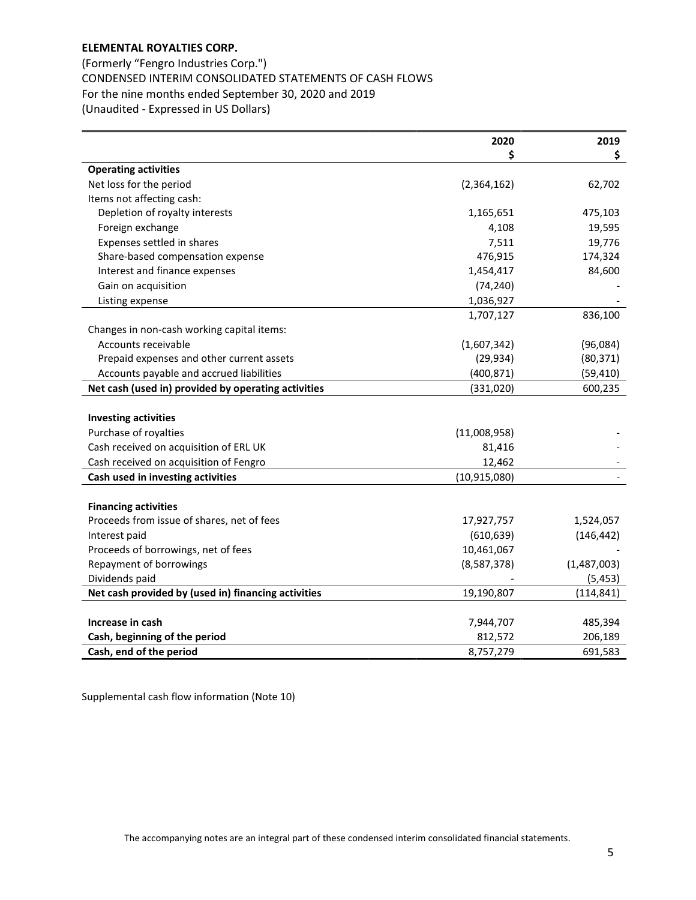**ELEMENTAL ROYALTIES CORP.**

(Formerly "Fengro Industries Corp.")

CONDENSED INTERIM CONSOLIDATED STATEMENTS OF CASH FLOWS

For the nine months ended September 30, 2020 and 2019

(Unaudited - Expressed in US Dollars)

| | 2020<br>$ | 2019<br>$ |
|---|---:|---:|
| **Operating activities** | | |
| Net loss for the period | (2,364,162) | 62,702 |
| Items not affecting cash: | | |
| Depletion of royalty interests | 1,165,651 | 475,103 |
| Foreign exchange | 4,108 | 19,595 |
| Expenses settled in shares | 7,511 | 19,776 |
| Share-based compensation expense | 476,915 | 174,324 |
| Interest and finance expenses | 1,454,417 | 84,600 |
| Gain on acquisition | (74,240) | - |
| Listing expense | 1,036,927 | - |
| | 1,707,127 | 836,100 |
| Changes in non-cash working capital items: | | |
| Accounts receivable | (1,607,342) | (96,084) |
| Prepaid expenses and other current assets | (29,934) | (80,371) |
| Accounts payable and accrued liabilities | (400,871) | (59,410) |
| **Net cash (used in) provided by operating activities** | (331,020) | 600,235 |
| | | |
| **Investing activities** | | |
| Purchase of royalties | (11,008,958) | - |
| Cash received on acquisition of ERL UK | 81,416 | - |
| Cash received on acquisition of Fengro | 12,462 | - |
| **Cash used in investing activities** | (10,915,080) | - |
| | | |
| **Financing activities** | | |
| Proceeds from issue of shares, net of fees | 17,927,757 | 1,524,057 |
| Interest paid | (610,639) | (146,442) |
| Proceeds of borrowings, net of fees | 10,461,067 | - |
| Repayment of borrowings | (8,587,378) | (1,487,003) |
| Dividends paid | - | (5,453) |
| **Net cash provided by (used in) financing activities** | 19,190,807 | (114,841) |
| | | |
| **Increase in cash** | 7,944,707 | 485,394 |
| **Cash, beginning of the period** | 812,572 | 206,189 |
| **Cash, end of the period** | 8,757,279 | 691,583 |

Supplemental cash flow information (Note 10)

The accompanying notes are an integral part of these condensed interim consolidated financial statements.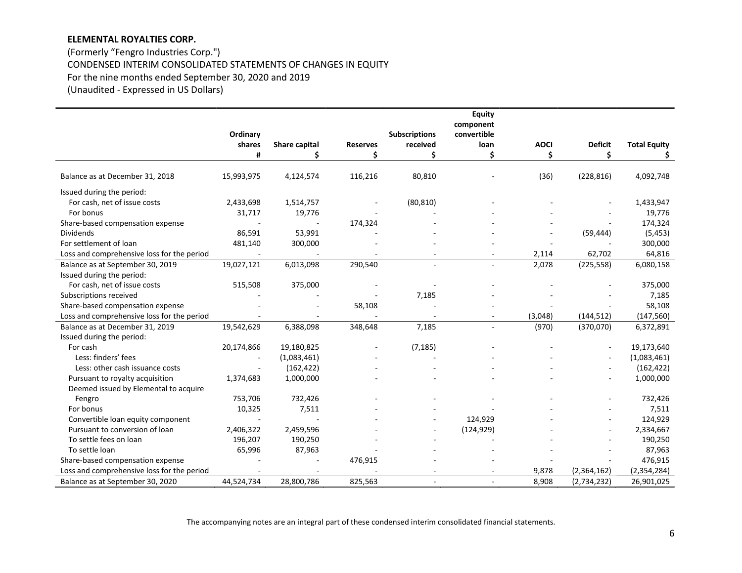**ELEMENTAL ROYALTIES CORP.**

(Formerly "Fengro Industries Corp.")
CONDENSED INTERIM CONSOLIDATED STATEMENTS OF CHANGES IN EQUITY
For the nine months ended September 30, 2020 and 2019
(Unaudited - Expressed in US Dollars)

| | Ordinary shares # | Share capital $ | Reserves $ | Subscriptions received $ | Equity component convertible loan $ | AOCI $ | Deficit $ | Total Equity $ |
|---|---|---|---|---|---|---|---|---|
| Balance as at December 31, 2018 | 15,993,975 | 4,124,574 | 116,216 | 80,810 | - | (36) | (228,816) | 4,092,748 |
| Issued during the period: | | | | | | | | |
| For cash, net of issue costs | 2,433,698 | 1,514,757 | - | (80,810) | - | - | - | 1,433,947 |
| For bonus | 31,717 | 19,776 | - | - | - | - | - | 19,776 |
| Share-based compensation expense | - | - | 174,324 | - | - | - | - | 174,324 |
| Dividends | 86,591 | 53,991 | - | - | - | - | (59,444) | (5,453) |
| For settlement of loan | 481,140 | 300,000 | - | - | - | - | - | 300,000 |
| Loss and comprehensive loss for the period | - | - | - | - | - | 2,114 | 62,702 | 64,816 |
| Balance as at September 30, 2019 | 19,027,121 | 6,013,098 | 290,540 | - | - | 2,078 | (225,558) | 6,080,158 |
| Issued during the period: | | | | | | | | |
| For cash, net of issue costs | 515,508 | 375,000 | - | - | - | - | - | 375,000 |
| Subscriptions received | - | - | - | 7,185 | - | - | - | 7,185 |
| Share-based compensation expense | - | - | 58,108 | - | - | - | - | 58,108 |
| Loss and comprehensive loss for the period | - | - | - | - | - | (3,048) | (144,512) | (147,560) |
| Balance as at December 31, 2019 | 19,542,629 | 6,388,098 | 348,648 | 7,185 | - | (970) | (370,070) | 6,372,891 |
| Issued during the period: | | | | | | | | |
| For cash | 20,174,866 | 19,180,825 | - | (7,185) | - | - | - | 19,173,640 |
| Less: finders' fees | - | (1,083,461) | - | - | - | - | - | (1,083,461) |
| Less: other cash issuance costs | - | (162,422) | - | - | - | - | - | (162,422) |
| Pursuant to royalty acquisition | 1,374,683 | 1,000,000 | - | - | - | - | - | 1,000,000 |
| Deemed issued by Elemental to acquire Fengro | 753,706 | 732,426 | - | - | - | - | - | 732,426 |
| For bonus | 10,325 | 7,511 | - | - | - | - | - | 7,511 |
| Convertible loan equity component | - | - | - | - | 124,929 | - | - | 124,929 |
| Pursuant to conversion of loan | 2,406,322 | 2,459,596 | - | - | (124,929) | - | - | 2,334,667 |
| To settle fees on loan | 196,207 | 190,250 | - | - | - | - | - | 190,250 |
| To settle loan | 65,996 | 87,963 | - | - | - | - | - | 87,963 |
| Share-based compensation expense | - | - | 476,915 | - | - | - | - | 476,915 |
| Loss and comprehensive loss for the period | - | - | - | - | - | 9,878 | (2,364,162) | (2,354,284) |
| Balance as at September 30, 2020 | 44,524,734 | 28,800,786 | 825,563 | - | - | 8,908 | (2,734,232) | 26,901,025 |

The accompanying notes are an integral part of these condensed interim consolidated financial statements.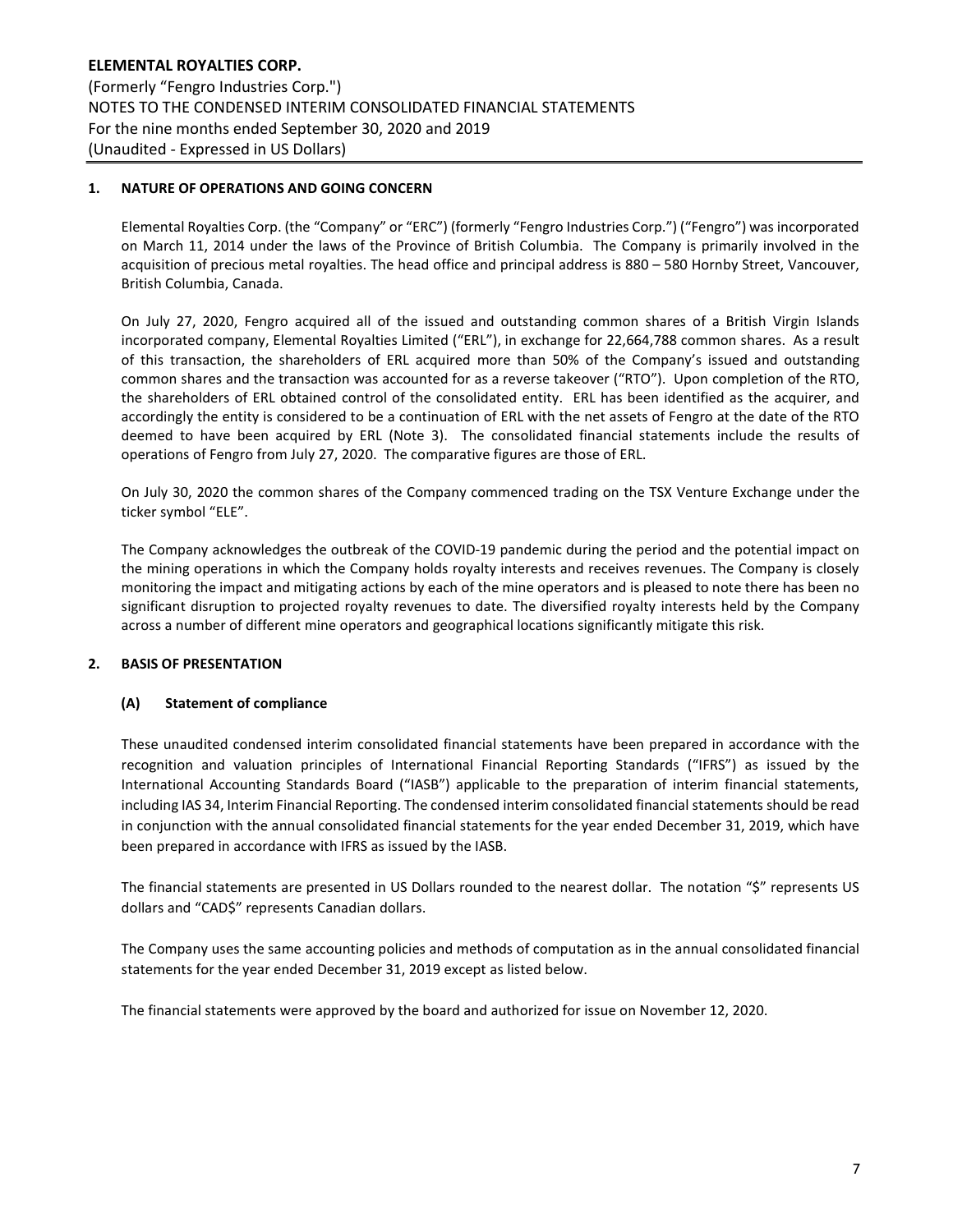## 1. NATURE OF OPERATIONS AND GOING CONCERN

Elemental Royalties Corp. (the "Company" or "ERC") (formerly "Fengro Industries Corp.") ("Fengro") was incorporated on March 11, 2014 under the laws of the Province of British Columbia. The Company is primarily involved in the acquisition of precious metal royalties. The head office and principal address is 880 – 580 Hornby Street, Vancouver, British Columbia, Canada.

On July 27, 2020, Fengro acquired all of the issued and outstanding common shares of a British Virgin Islands incorporated company, Elemental Royalties Limited ("ERL"), in exchange for 22,664,788 common shares. As a result of this transaction, the shareholders of ERL acquired more than 50% of the Company's issued and outstanding common shares and the transaction was accounted for as a reverse takeover ("RTO"). Upon completion of the RTO, the shareholders of ERL obtained control of the consolidated entity. ERL has been identified as the acquirer, and accordingly the entity is considered to be a continuation of ERL with the net assets of Fengro at the date of the RTO deemed to have been acquired by ERL (Note 3). The consolidated financial statements include the results of operations of Fengro from July 27, 2020. The comparative figures are those of ERL.

On July 30, 2020 the common shares of the Company commenced trading on the TSX Venture Exchange under the ticker symbol "ELE".

The Company acknowledges the outbreak of the COVID-19 pandemic during the period and the potential impact on the mining operations in which the Company holds royalty interests and receives revenues. The Company is closely monitoring the impact and mitigating actions by each of the mine operators and is pleased to note there has been no significant disruption to projected royalty revenues to date. The diversified royalty interests held by the Company across a number of different mine operators and geographical locations significantly mitigate this risk.

## 2. BASIS OF PRESENTATION

### (A) Statement of compliance

These unaudited condensed interim consolidated financial statements have been prepared in accordance with the recognition and valuation principles of International Financial Reporting Standards ("IFRS") as issued by the International Accounting Standards Board ("IASB") applicable to the preparation of interim financial statements, including IAS 34, Interim Financial Reporting. The condensed interim consolidated financial statements should be read in conjunction with the annual consolidated financial statements for the year ended December 31, 2019, which have been prepared in accordance with IFRS as issued by the IASB.

The financial statements are presented in US Dollars rounded to the nearest dollar. The notation "$" represents US dollars and "CAD$" represents Canadian dollars.

The Company uses the same accounting policies and methods of computation as in the annual consolidated financial statements for the year ended December 31, 2019 except as listed below.

The financial statements were approved by the board and authorized for issue on November 12, 2020.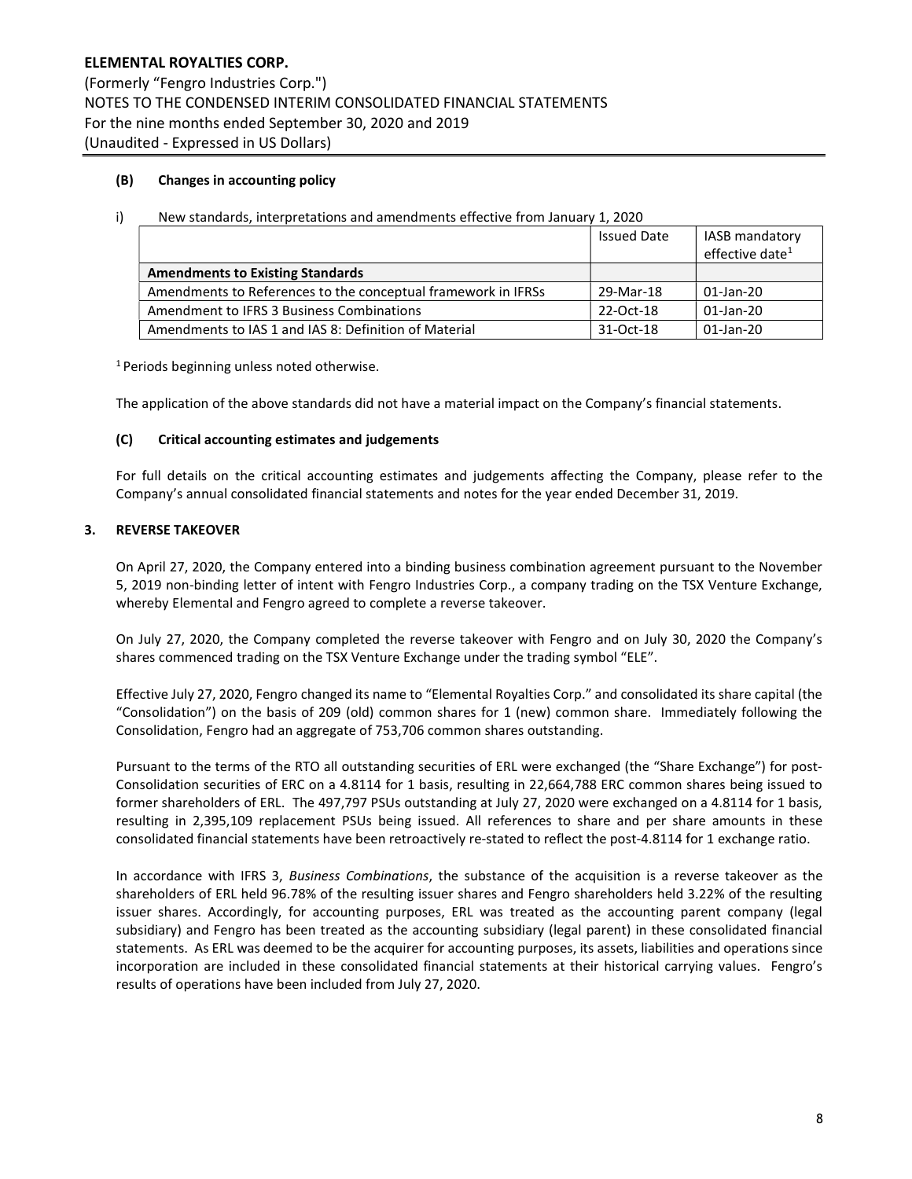### (B) Changes in accounting policy

i) New standards, interpretations and amendments effective from January 1, 2020

| | Issued Date | IASB mandatory effective date[1] |
|---|---|---|
| **Amendments to Existing Standards** | | |
| Amendments to References to the conceptual framework in IFRSs | 29-Mar-18 | 01-Jan-20 |
| Amendment to IFRS 3 Business Combinations | 22-Oct-18 | 01-Jan-20 |
| Amendments to IAS 1 and IAS 8: Definition of Material | 31-Oct-18 | 01-Jan-20 |

[1] Periods beginning unless noted otherwise.

The application of the above standards did not have a material impact on the Company's financial statements.

### (C) Critical accounting estimates and judgements

For full details on the critical accounting estimates and judgements affecting the Company, please refer to the Company's annual consolidated financial statements and notes for the year ended December 31, 2019.

## 3. REVERSE TAKEOVER

On April 27, 2020, the Company entered into a binding business combination agreement pursuant to the November 5, 2019 non-binding letter of intent with Fengro Industries Corp., a company trading on the TSX Venture Exchange, whereby Elemental and Fengro agreed to complete a reverse takeover.

On July 27, 2020, the Company completed the reverse takeover with Fengro and on July 30, 2020 the Company's shares commenced trading on the TSX Venture Exchange under the trading symbol "ELE".

Effective July 27, 2020, Fengro changed its name to "Elemental Royalties Corp." and consolidated its share capital (the "Consolidation") on the basis of 209 (old) common shares for 1 (new) common share. Immediately following the Consolidation, Fengro had an aggregate of 753,706 common shares outstanding.

Pursuant to the terms of the RTO all outstanding securities of ERL were exchanged (the "Share Exchange") for post-Consolidation securities of ERC on a 4.8114 for 1 basis, resulting in 22,664,788 ERC common shares being issued to former shareholders of ERL. The 497,797 PSUs outstanding at July 27, 2020 were exchanged on a 4.8114 for 1 basis, resulting in 2,395,109 replacement PSUs being issued. All references to share and per share amounts in these consolidated financial statements have been retroactively re-stated to reflect the post-4.8114 for 1 exchange ratio.

In accordance with IFRS 3, *Business Combinations*, the substance of the acquisition is a reverse takeover as the shareholders of ERL held 96.78% of the resulting issuer shares and Fengro shareholders held 3.22% of the resulting issuer shares. Accordingly, for accounting purposes, ERL was treated as the accounting parent company (legal subsidiary) and Fengro has been treated as the accounting subsidiary (legal parent) in these consolidated financial statements. As ERL was deemed to be the acquirer for accounting purposes, its assets, liabilities and operations since incorporation are included in these consolidated financial statements at their historical carrying values. Fengro's results of operations have been included from July 27, 2020.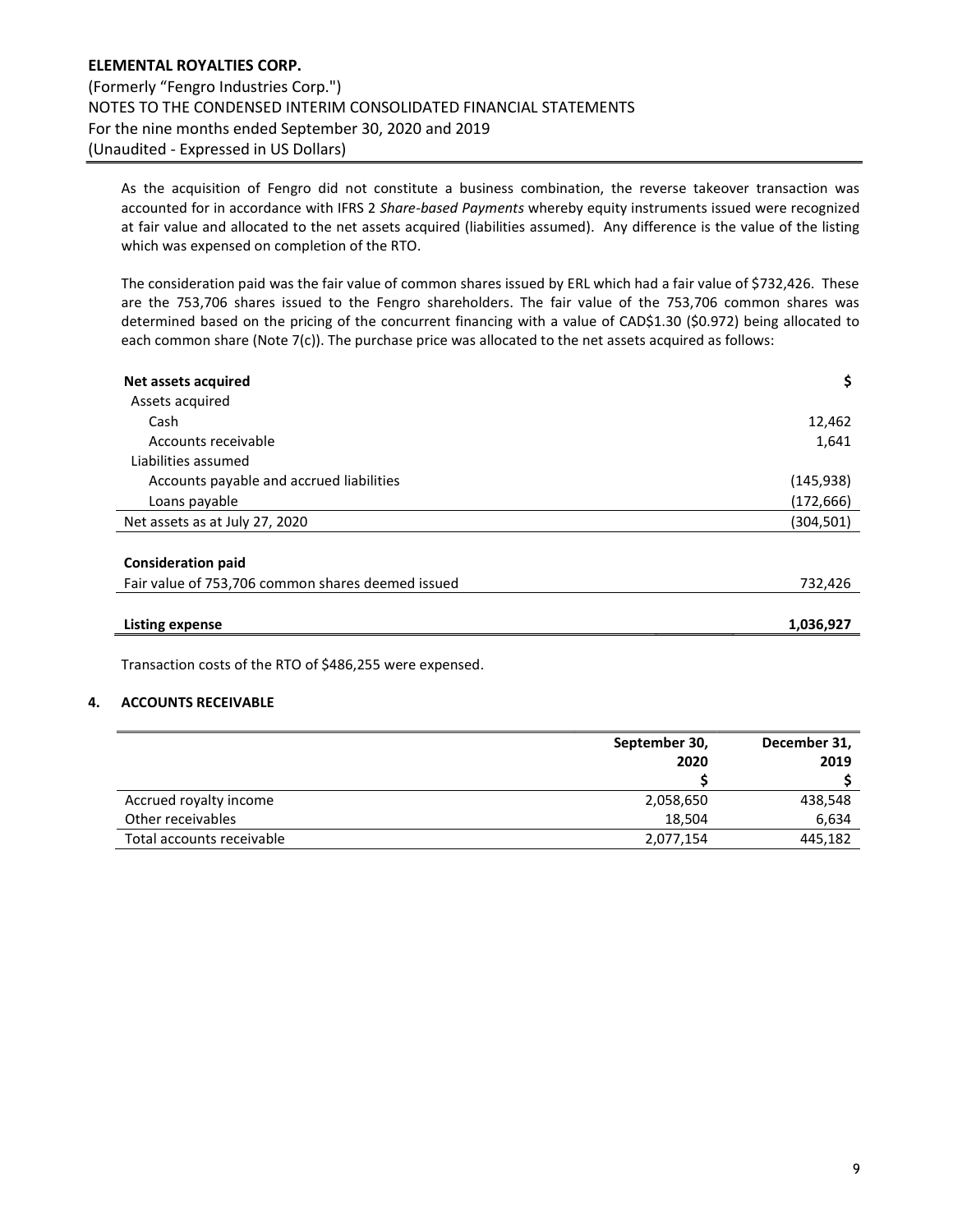As the acquisition of Fengro did not constitute a business combination, the reverse takeover transaction was accounted for in accordance with IFRS 2 *Share-based Payments* whereby equity instruments issued were recognized at fair value and allocated to the net assets acquired (liabilities assumed). Any difference is the value of the listing which was expensed on completion of the RTO.

The consideration paid was the fair value of common shares issued by ERL which had a fair value of $732,426. These are the 753,706 shares issued to the Fengro shareholders. The fair value of the 753,706 common shares was determined based on the pricing of the concurrent financing with a value of CAD$1.30 ($0.972) being allocated to each common share (Note 7(c)). The purchase price was allocated to the net assets acquired as follows:

| **Net assets acquired** | **$** |
|---|---|
| Assets acquired | |
| Cash | 12,462 |
| Accounts receivable | 1,641 |
| Liabilities assumed | |
| Accounts payable and accrued liabilities | (145,938) |
| Loans payable | (172,666) |
| Net assets as at July 27, 2020 | (304,501) |
| | |
| **Consideration paid** | |
| Fair value of 753,706 common shares deemed issued | 732,426 |
| | |
| **Listing expense** | **1,036,927** |

Transaction costs of the RTO of $486,255 were expensed.

## 4. ACCOUNTS RECEIVABLE

| | **September 30, 2020** | **December 31, 2019** |
|---|---|---|
| | **$** | **$** |
| Accrued royalty income | 2,058,650 | 438,548 |
| Other receivables | 18,504 | 6,634 |
| Total accounts receivable | 2,077,154 | 445,182 |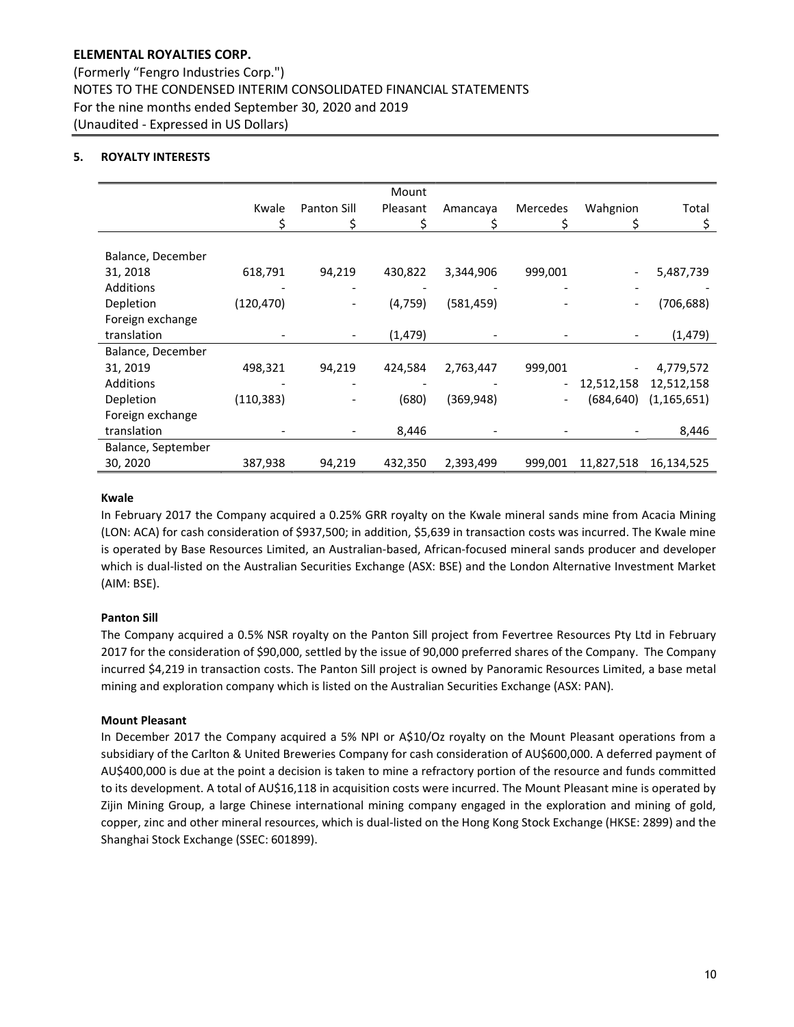**ELEMENTAL ROYALTIES CORP.**

(Formerly "Fengro Industries Corp.")
NOTES TO THE CONDENSED INTERIM CONSOLIDATED FINANCIAL STATEMENTS
For the nine months ended September 30, 2020 and 2019
(Unaudited - Expressed in US Dollars)

## 5. ROYALTY INTERESTS

| | Kwale | Panton Sill | Mount Pleasant | Amancaya | Mercedes | Wahgnion | Total |
|---|---|---|---|---|---|---|---|
| | \$ | \$ | \$ | \$ | \$ | \$ | \$ |
| Balance, December 31, 2018 | 618,791 | 94,219 | 430,822 | 3,344,906 | 999,001 | - | 5,487,739 |
| Additions | - | - | - | - | - | - | - |
| Depletion | (120,470) | - | (4,759) | (581,459) | - | - | (706,688) |
| Foreign exchange translation | - | - | (1,479) | - | - | - | (1,479) |
| Balance, December 31, 2019 | 498,321 | 94,219 | 424,584 | 2,763,447 | 999,001 | - | 4,779,572 |
| Additions | - | - | - | - | - | 12,512,158 | 12,512,158 |
| Depletion | (110,383) | - | (680) | (369,948) | - | (684,640) | (1,165,651) |
| Foreign exchange translation | - | - | 8,446 | - | - | - | 8,446 |
| Balance, September 30, 2020 | 387,938 | 94,219 | 432,350 | 2,393,499 | 999,001 | 11,827,518 | 16,134,525 |

**Kwale**

In February 2017 the Company acquired a 0.25% GRR royalty on the Kwale mineral sands mine from Acacia Mining (LON: ACA) for cash consideration of $937,500; in addition, $5,639 in transaction costs was incurred. The Kwale mine is operated by Base Resources Limited, an Australian-based, African-focused mineral sands producer and developer which is dual-listed on the Australian Securities Exchange (ASX: BSE) and the London Alternative Investment Market (AIM: BSE).

**Panton Sill**

The Company acquired a 0.5% NSR royalty on the Panton Sill project from Fevertree Resources Pty Ltd in February 2017 for the consideration of $90,000, settled by the issue of 90,000 preferred shares of the Company. The Company incurred $4,219 in transaction costs. The Panton Sill project is owned by Panoramic Resources Limited, a base metal mining and exploration company which is listed on the Australian Securities Exchange (ASX: PAN).

**Mount Pleasant**

In December 2017 the Company acquired a 5% NPI or A$10/Oz royalty on the Mount Pleasant operations from a subsidiary of the Carlton & United Breweries Company for cash consideration of AU$600,000. A deferred payment of AU$400,000 is due at the point a decision is taken to mine a refractory portion of the resource and funds committed to its development. A total of AU$16,118 in acquisition costs were incurred. The Mount Pleasant mine is operated by Zijin Mining Group, a large Chinese international mining company engaged in the exploration and mining of gold, copper, zinc and other mineral resources, which is dual-listed on the Hong Kong Stock Exchange (HKSE: 2899) and the Shanghai Stock Exchange (SSEC: 601899).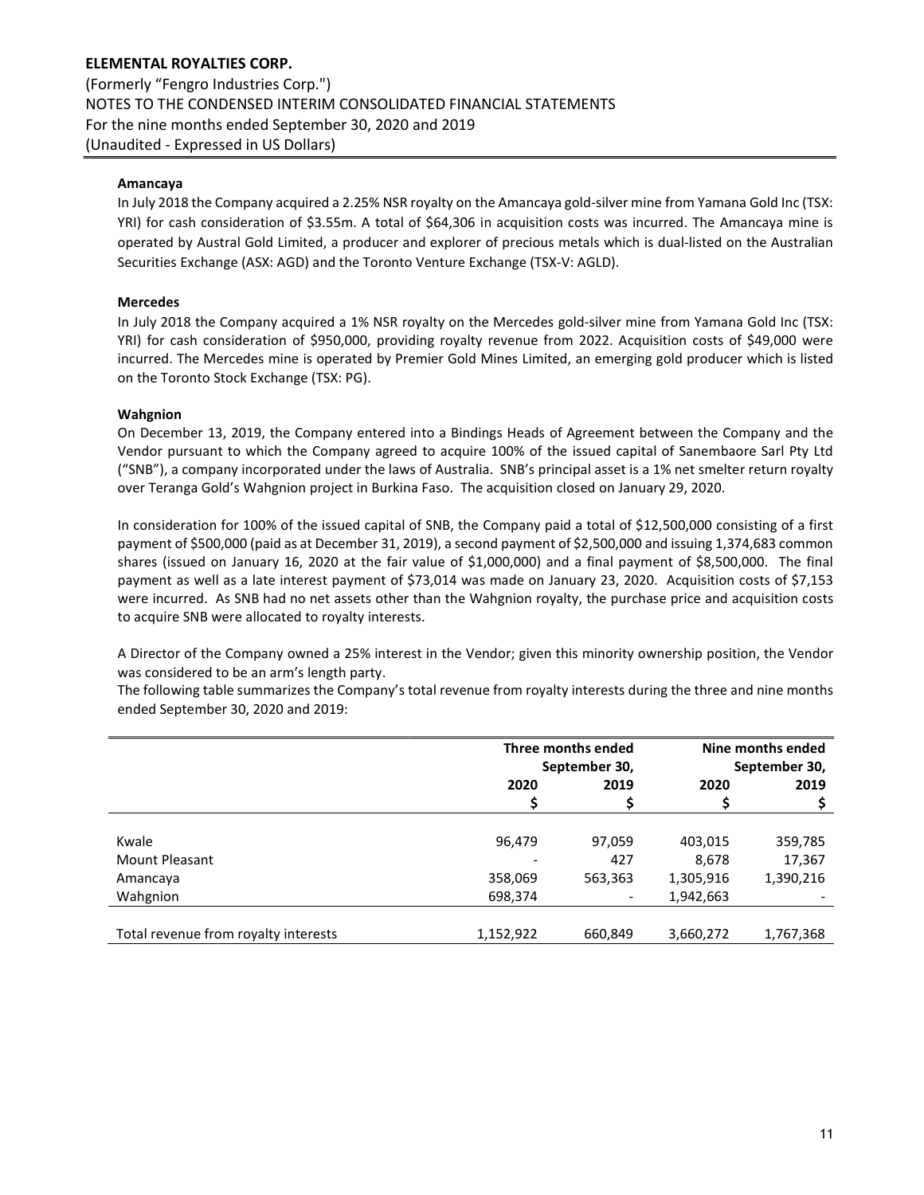**Amancaya**

In July 2018 the Company acquired a 2.25% NSR royalty on the Amancaya gold-silver mine from Yamana Gold Inc (TSX: YRI) for cash consideration of $3.55m. A total of $64,306 in acquisition costs was incurred. The Amancaya mine is operated by Austral Gold Limited, a producer and explorer of precious metals which is dual-listed on the Australian Securities Exchange (ASX: AGD) and the Toronto Venture Exchange (TSX-V: AGLD).

**Mercedes**

In July 2018 the Company acquired a 1% NSR royalty on the Mercedes gold-silver mine from Yamana Gold Inc (TSX: YRI) for cash consideration of $950,000, providing royalty revenue from 2022. Acquisition costs of $49,000 were incurred. The Mercedes mine is operated by Premier Gold Mines Limited, an emerging gold producer which is listed on the Toronto Stock Exchange (TSX: PG).

**Wahgnion**

On December 13, 2019, the Company entered into a Bindings Heads of Agreement between the Company and the Vendor pursuant to which the Company agreed to acquire 100% of the issued capital of Sanembaore Sarl Pty Ltd ("SNB"), a company incorporated under the laws of Australia. SNB's principal asset is a 1% net smelter return royalty over Teranga Gold's Wahgnion project in Burkina Faso. The acquisition closed on January 29, 2020.

In consideration for 100% of the issued capital of SNB, the Company paid a total of $12,500,000 consisting of a first payment of $500,000 (paid as at December 31, 2019), a second payment of $2,500,000 and issuing 1,374,683 common shares (issued on January 16, 2020 at the fair value of $1,000,000) and a final payment of $8,500,000. The final payment as well as a late interest payment of $73,014 was made on January 23, 2020. Acquisition costs of $7,153 were incurred. As SNB had no net assets other than the Wahgnion royalty, the purchase price and acquisition costs to acquire SNB were allocated to royalty interests.

A Director of the Company owned a 25% interest in the Vendor; given this minority ownership position, the Vendor was considered to be an arm's length party.

The following table summarizes the Company's total revenue from royalty interests during the three and nine months ended September 30, 2020 and 2019:

| | Three months ended September 30, | | Nine months ended September 30, | |
|---|---|---|---|---|
| | 2020 | 2019 | 2020 | 2019 |
| | $ | $ | $ | $ |
| Kwale | 96,479 | 97,059 | 403,015 | 359,785 |
| Mount Pleasant | - | 427 | 8,678 | 17,367 |
| Amancaya | 358,069 | 563,363 | 1,305,916 | 1,390,216 |
| Wahgnion | 698,374 | - | 1,942,663 | - |
| Total revenue from royalty interests | 1,152,922 | 660,849 | 3,660,272 | 1,767,368 |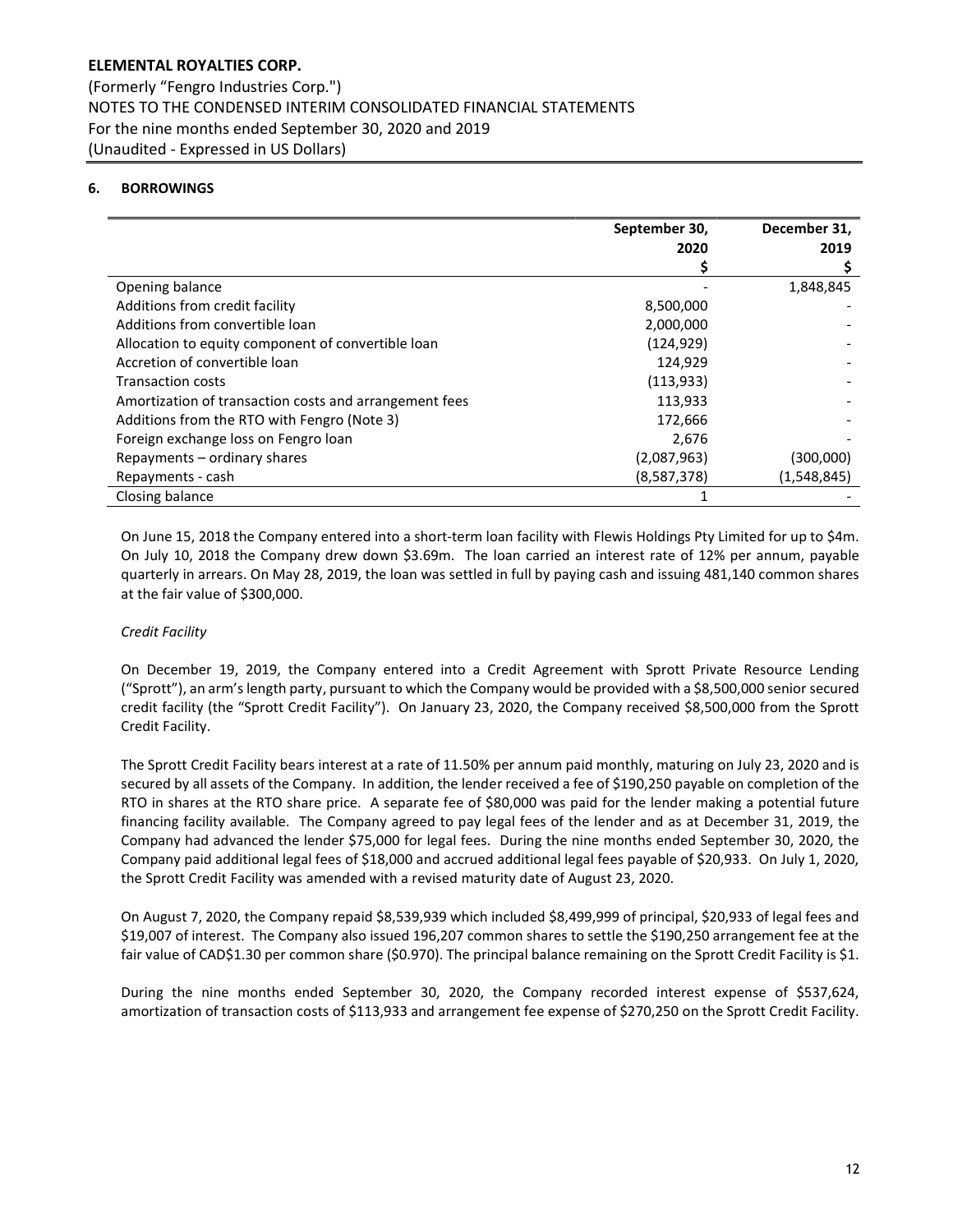# ELEMENTAL ROYALTIES CORP.

(Formerly "Fengro Industries Corp.")
NOTES TO THE CONDENSED INTERIM CONSOLIDATED FINANCIAL STATEMENTS
For the nine months ended September 30, 2020 and 2019
(Unaudited - Expressed in US Dollars)

## 6. BORROWINGS

| | September 30, 2020 $ | December 31, 2019 $ |
|---|---|---|
| Opening balance | - | 1,848,845 |
| Additions from credit facility | 8,500,000 | - |
| Additions from convertible loan | 2,000,000 | - |
| Allocation to equity component of convertible loan | (124,929) | - |
| Accretion of convertible loan | 124,929 | - |
| Transaction costs | (113,933) | - |
| Amortization of transaction costs and arrangement fees | 113,933 | - |
| Additions from the RTO with Fengro (Note 3) | 172,666 | - |
| Foreign exchange loss on Fengro loan | 2,676 | - |
| Repayments – ordinary shares | (2,087,963) | (300,000) |
| Repayments - cash | (8,587,378) | (1,548,845) |
| Closing balance | 1 | - |

On June 15, 2018 the Company entered into a short-term loan facility with Flewis Holdings Pty Limited for up to $4m. On July 10, 2018 the Company drew down $3.69m. The loan carried an interest rate of 12% per annum, payable quarterly in arrears. On May 28, 2019, the loan was settled in full by paying cash and issuing 481,140 common shares at the fair value of $300,000.

*Credit Facility*

On December 19, 2019, the Company entered into a Credit Agreement with Sprott Private Resource Lending ("Sprott"), an arm's length party, pursuant to which the Company would be provided with a $8,500,000 senior secured credit facility (the "Sprott Credit Facility"). On January 23, 2020, the Company received $8,500,000 from the Sprott Credit Facility.

The Sprott Credit Facility bears interest at a rate of 11.50% per annum paid monthly, maturing on July 23, 2020 and is secured by all assets of the Company. In addition, the lender received a fee of $190,250 payable on completion of the RTO in shares at the RTO share price. A separate fee of $80,000 was paid for the lender making a potential future financing facility available. The Company agreed to pay legal fees of the lender and as at December 31, 2019, the Company had advanced the lender $75,000 for legal fees. During the nine months ended September 30, 2020, the Company paid additional legal fees of $18,000 and accrued additional legal fees payable of $20,933. On July 1, 2020, the Sprott Credit Facility was amended with a revised maturity date of August 23, 2020.

On August 7, 2020, the Company repaid $8,539,939 which included $8,499,999 of principal, $20,933 of legal fees and $19,007 of interest. The Company also issued 196,207 common shares to settle the $190,250 arrangement fee at the fair value of CAD$1.30 per common share ($0.970). The principal balance remaining on the Sprott Credit Facility is $1.

During the nine months ended September 30, 2020, the Company recorded interest expense of $537,624, amortization of transaction costs of $113,933 and arrangement fee expense of $270,250 on the Sprott Credit Facility.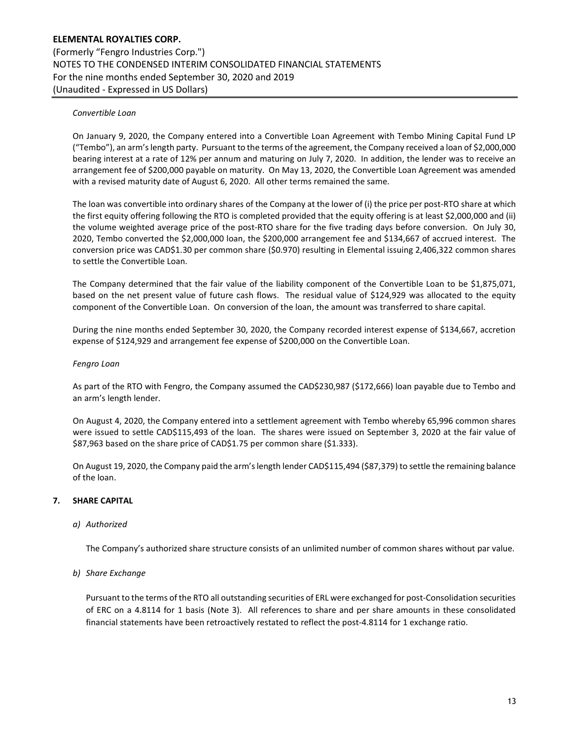*Convertible Loan*

On January 9, 2020, the Company entered into a Convertible Loan Agreement with Tembo Mining Capital Fund LP ("Tembo"), an arm's length party. Pursuant to the terms of the agreement, the Company received a loan of $2,000,000 bearing interest at a rate of 12% per annum and maturing on July 7, 2020. In addition, the lender was to receive an arrangement fee of $200,000 payable on maturity. On May 13, 2020, the Convertible Loan Agreement was amended with a revised maturity date of August 6, 2020. All other terms remained the same.

The loan was convertible into ordinary shares of the Company at the lower of (i) the price per post-RTO share at which the first equity offering following the RTO is completed provided that the equity offering is at least $2,000,000 and (ii) the volume weighted average price of the post-RTO share for the five trading days before conversion. On July 30, 2020, Tembo converted the $2,000,000 loan, the $200,000 arrangement fee and $134,667 of accrued interest. The conversion price was CAD$1.30 per common share ($0.970) resulting in Elemental issuing 2,406,322 common shares to settle the Convertible Loan.

The Company determined that the fair value of the liability component of the Convertible Loan to be $1,875,071, based on the net present value of future cash flows. The residual value of $124,929 was allocated to the equity component of the Convertible Loan. On conversion of the loan, the amount was transferred to share capital.

During the nine months ended September 30, 2020, the Company recorded interest expense of $134,667, accretion expense of $124,929 and arrangement fee expense of $200,000 on the Convertible Loan.

*Fengro Loan*

As part of the RTO with Fengro, the Company assumed the CAD$230,987 ($172,666) loan payable due to Tembo and an arm's length lender.

On August 4, 2020, the Company entered into a settlement agreement with Tembo whereby 65,996 common shares were issued to settle CAD$115,493 of the loan. The shares were issued on September 3, 2020 at the fair value of $87,963 based on the share price of CAD$1.75 per common share ($1.333).

On August 19, 2020, the Company paid the arm's length lender CAD$115,494 ($87,379) to settle the remaining balance of the loan.

## 7. SHARE CAPITAL

*a) Authorized*

The Company's authorized share structure consists of an unlimited number of common shares without par value.

*b) Share Exchange*

Pursuant to the terms of the RTO all outstanding securities of ERL were exchanged for post-Consolidation securities of ERC on a 4.8114 for 1 basis (Note 3). All references to share and per share amounts in these consolidated financial statements have been retroactively restated to reflect the post-4.8114 for 1 exchange ratio.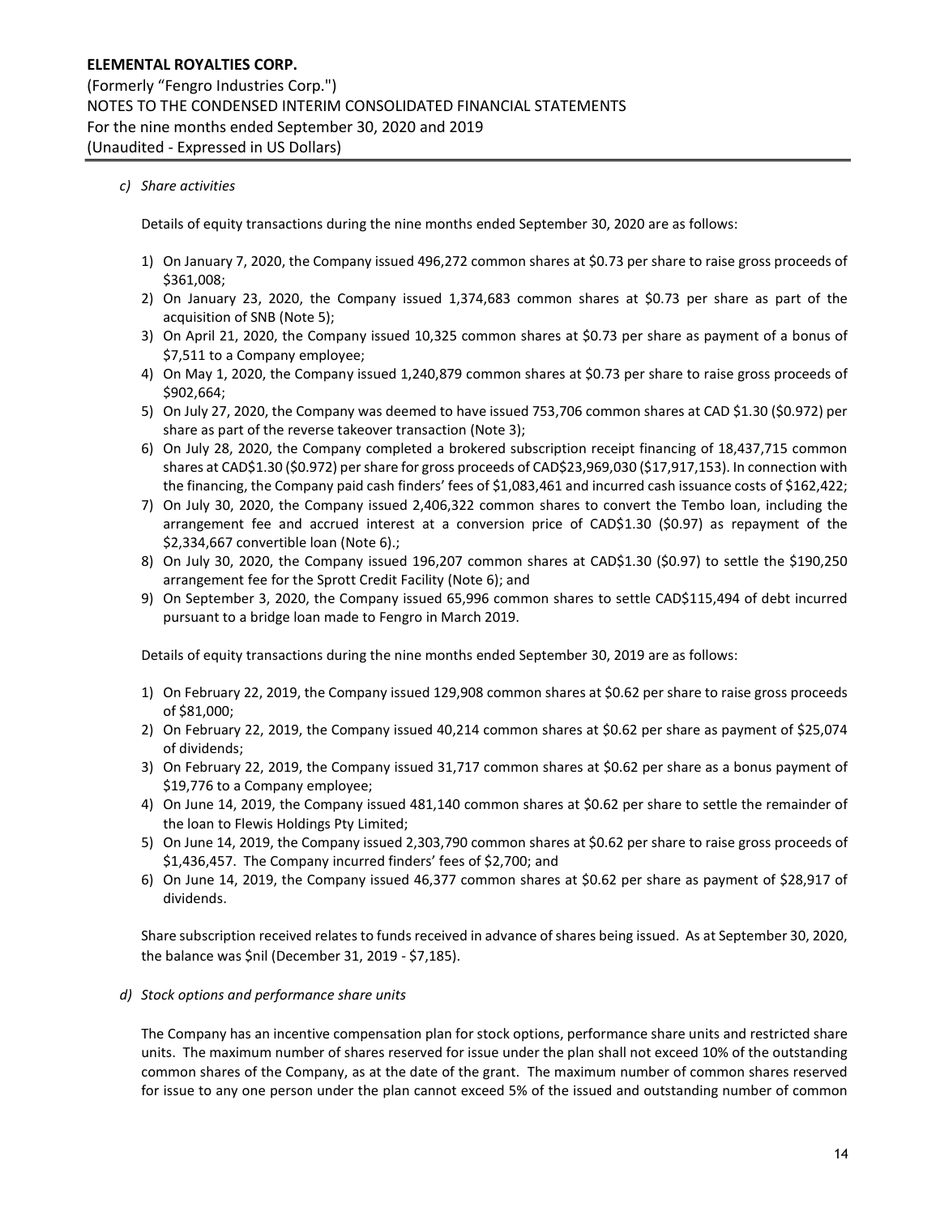*c) Share activities*

Details of equity transactions during the nine months ended September 30, 2020 are as follows:

1) On January 7, 2020, the Company issued 496,272 common shares at $0.73 per share to raise gross proceeds of $361,008;
2) On January 23, 2020, the Company issued 1,374,683 common shares at $0.73 per share as part of the acquisition of SNB (Note 5);
3) On April 21, 2020, the Company issued 10,325 common shares at $0.73 per share as payment of a bonus of $7,511 to a Company employee;
4) On May 1, 2020, the Company issued 1,240,879 common shares at $0.73 per share to raise gross proceeds of $902,664;
5) On July 27, 2020, the Company was deemed to have issued 753,706 common shares at CAD $1.30 ($0.972) per share as part of the reverse takeover transaction (Note 3);
6) On July 28, 2020, the Company completed a brokered subscription receipt financing of 18,437,715 common shares at CAD$1.30 ($0.972) per share for gross proceeds of CAD$23,969,030 ($17,917,153). In connection with the financing, the Company paid cash finders' fees of $1,083,461 and incurred cash issuance costs of $162,422;
7) On July 30, 2020, the Company issued 2,406,322 common shares to convert the Tembo loan, including the arrangement fee and accrued interest at a conversion price of CAD$1.30 ($0.97) as repayment of the $2,334,667 convertible loan (Note 6).;
8) On July 30, 2020, the Company issued 196,207 common shares at CAD$1.30 ($0.97) to settle the $190,250 arrangement fee for the Sprott Credit Facility (Note 6); and
9) On September 3, 2020, the Company issued 65,996 common shares to settle CAD$115,494 of debt incurred pursuant to a bridge loan made to Fengro in March 2019.

Details of equity transactions during the nine months ended September 30, 2019 are as follows:

1) On February 22, 2019, the Company issued 129,908 common shares at $0.62 per share to raise gross proceeds of $81,000;
2) On February 22, 2019, the Company issued 40,214 common shares at $0.62 per share as payment of $25,074 of dividends;
3) On February 22, 2019, the Company issued 31,717 common shares at $0.62 per share as a bonus payment of $19,776 to a Company employee;
4) On June 14, 2019, the Company issued 481,140 common shares at $0.62 per share to settle the remainder of the loan to Flewis Holdings Pty Limited;
5) On June 14, 2019, the Company issued 2,303,790 common shares at $0.62 per share to raise gross proceeds of $1,436,457. The Company incurred finders' fees of $2,700; and
6) On June 14, 2019, the Company issued 46,377 common shares at $0.62 per share as payment of $28,917 of dividends.

Share subscription received relates to funds received in advance of shares being issued. As at September 30, 2020, the balance was $nil (December 31, 2019 - $7,185).

*d) Stock options and performance share units*

The Company has an incentive compensation plan for stock options, performance share units and restricted share units. The maximum number of shares reserved for issue under the plan shall not exceed 10% of the outstanding common shares of the Company, as at the date of the grant. The maximum number of common shares reserved for issue to any one person under the plan cannot exceed 5% of the issued and outstanding number of common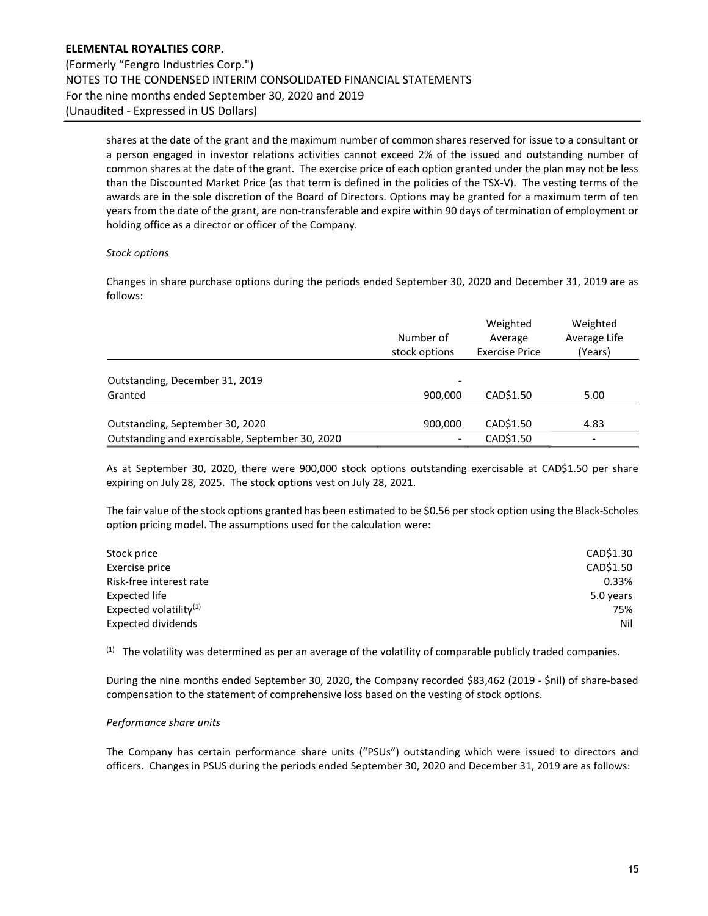shares at the date of the grant and the maximum number of common shares reserved for issue to a consultant or a person engaged in investor relations activities cannot exceed 2% of the issued and outstanding number of common shares at the date of the grant. The exercise price of each option granted under the plan may not be less than the Discounted Market Price (as that term is defined in the policies of the TSX-V). The vesting terms of the awards are in the sole discretion of the Board of Directors. Options may be granted for a maximum term of ten years from the date of the grant, are non-transferable and expire within 90 days of termination of employment or holding office as a director or officer of the Company.

*Stock options*

Changes in share purchase options during the periods ended September 30, 2020 and December 31, 2019 are as follows:

| | Number of stock options | Weighted Average Exercise Price | Weighted Average Life (Years) |
|---|---|---|---|
| Outstanding, December 31, 2019 | - | | |
| Granted | 900,000 | CAD$1.50 | 5.00 |
| Outstanding, September 30, 2020 | 900,000 | CAD$1.50 | 4.83 |
| Outstanding and exercisable, September 30, 2020 | - | CAD$1.50 | - |

As at September 30, 2020, there were 900,000 stock options outstanding exercisable at CAD$1.50 per share expiring on July 28, 2025. The stock options vest on July 28, 2021.

The fair value of the stock options granted has been estimated to be $0.56 per stock option using the Black-Scholes option pricing model. The assumptions used for the calculation were:

| | |
|---|---|
| Stock price | CAD$1.30 |
| Exercise price | CAD$1.50 |
| Risk-free interest rate | 0.33% |
| Expected life | 5.0 years |
| Expected volatility[1] | 75% |
| Expected dividends | Nil |

[1] The volatility was determined as per an average of the volatility of comparable publicly traded companies.

During the nine months ended September 30, 2020, the Company recorded $83,462 (2019 - $nil) of share-based compensation to the statement of comprehensive loss based on the vesting of stock options.

*Performance share units*

The Company has certain performance share units ("PSUs") outstanding which were issued to directors and officers. Changes in PSUS during the periods ended September 30, 2020 and December 31, 2019 are as follows: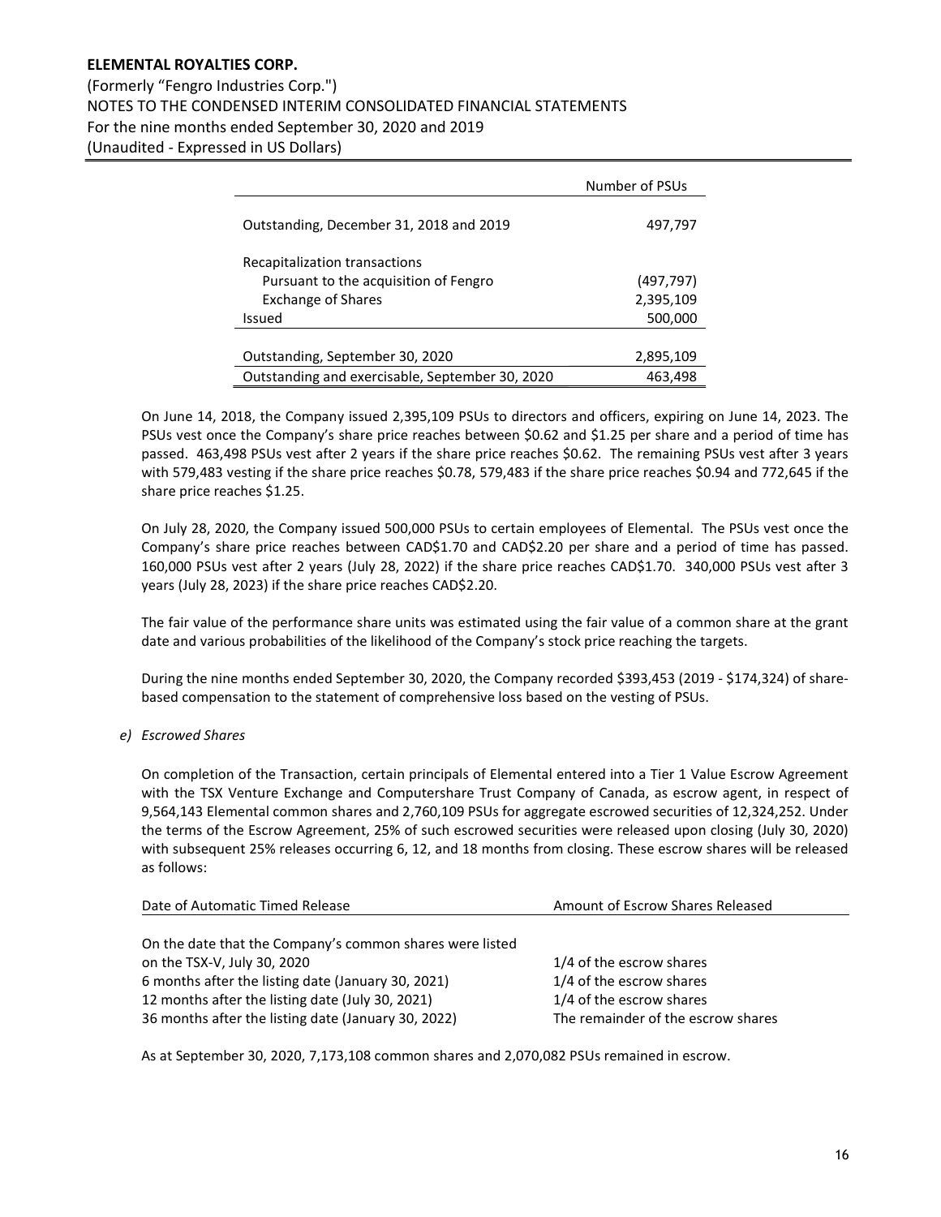| | Number of PSUs |
|---|---|
| Outstanding, December 31, 2018 and 2019 | 497,797 |
| Recapitalization transactions | |
| Pursuant to the acquisition of Fengro | (497,797) |
| Exchange of Shares | 2,395,109 |
| Issued | 500,000 |
| Outstanding, September 30, 2020 | 2,895,109 |
| Outstanding and exercisable, September 30, 2020 | 463,498 |

On June 14, 2018, the Company issued 2,395,109 PSUs to directors and officers, expiring on June 14, 2023. The PSUs vest once the Company's share price reaches between $0.62 and $1.25 per share and a period of time has passed. 463,498 PSUs vest after 2 years if the share price reaches $0.62. The remaining PSUs vest after 3 years with 579,483 vesting if the share price reaches $0.78, 579,483 if the share price reaches $0.94 and 772,645 if the share price reaches $1.25.

On July 28, 2020, the Company issued 500,000 PSUs to certain employees of Elemental. The PSUs vest once the Company's share price reaches between CAD$1.70 and CAD$2.20 per share and a period of time has passed. 160,000 PSUs vest after 2 years (July 28, 2022) if the share price reaches CAD$1.70. 340,000 PSUs vest after 3 years (July 28, 2023) if the share price reaches CAD$2.20.

The fair value of the performance share units was estimated using the fair value of a common share at the grant date and various probabilities of the likelihood of the Company's stock price reaching the targets.

During the nine months ended September 30, 2020, the Company recorded $393,453 (2019 - $174,324) of share-based compensation to the statement of comprehensive loss based on the vesting of PSUs.

*e) Escrowed Shares*

On completion of the Transaction, certain principals of Elemental entered into a Tier 1 Value Escrow Agreement with the TSX Venture Exchange and Computershare Trust Company of Canada, as escrow agent, in respect of 9,564,143 Elemental common shares and 2,760,109 PSUs for aggregate escrowed securities of 12,324,252. Under the terms of the Escrow Agreement, 25% of such escrowed securities were released upon closing (July 30, 2020) with subsequent 25% releases occurring 6, 12, and 18 months from closing. These escrow shares will be released as follows:

| Date of Automatic Timed Release | Amount of Escrow Shares Released |
|---|---|
| On the date that the Company's common shares were listed on the TSX-V, July 30, 2020 | 1/4 of the escrow shares |
| 6 months after the listing date (January 30, 2021) | 1/4 of the escrow shares |
| 12 months after the listing date (July 30, 2021) | 1/4 of the escrow shares |
| 36 months after the listing date (January 30, 2022) | The remainder of the escrow shares |

As at September 30, 2020, 7,173,108 common shares and 2,070,082 PSUs remained in escrow.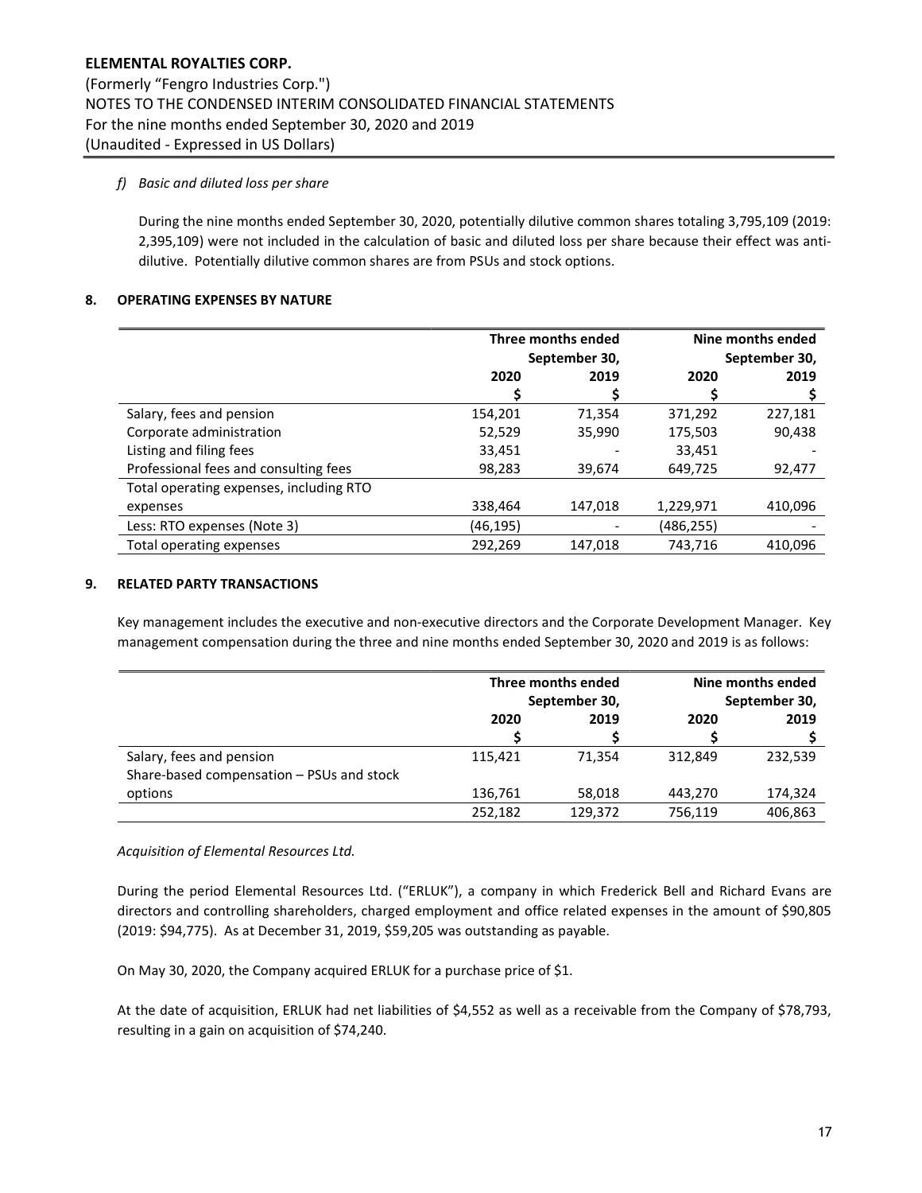*f) Basic and diluted loss per share*

During the nine months ended September 30, 2020, potentially dilutive common shares totaling 3,795,109 (2019: 2,395,109) were not included in the calculation of basic and diluted loss per share because their effect was anti-dilutive. Potentially dilutive common shares are from PSUs and stock options.

## 8. OPERATING EXPENSES BY NATURE

| | Three months ended September 30, | | Nine months ended September 30, | |
|---|---|---|---|---|
| | 2020 | 2019 | 2020 | 2019 |
| | $ | $ | $ | $ |
| Salary, fees and pension | 154,201 | 71,354 | 371,292 | 227,181 |
| Corporate administration | 52,529 | 35,990 | 175,503 | 90,438 |
| Listing and filing fees | 33,451 | - | 33,451 | - |
| Professional fees and consulting fees | 98,283 | 39,674 | 649,725 | 92,477 |
| Total operating expenses, including RTO expenses | 338,464 | 147,018 | 1,229,971 | 410,096 |
| Less: RTO expenses (Note 3) | (46,195) | - | (486,255) | - |
| Total operating expenses | 292,269 | 147,018 | 743,716 | 410,096 |

## 9. RELATED PARTY TRANSACTIONS

Key management includes the executive and non-executive directors and the Corporate Development Manager. Key management compensation during the three and nine months ended September 30, 2020 and 2019 is as follows:

| | Three months ended September 30, | | Nine months ended September 30, | |
|---|---|---|---|---|
| | 2020 | 2019 | 2020 | 2019 |
| | $ | $ | $ | $ |
| Salary, fees and pension | 115,421 | 71,354 | 312,849 | 232,539 |
| Share-based compensation – PSUs and stock options | 136,761 | 58,018 | 443,270 | 174,324 |
| | 252,182 | 129,372 | 756,119 | 406,863 |

*Acquisition of Elemental Resources Ltd.*

During the period Elemental Resources Ltd. ("ERLUK"), a company in which Frederick Bell and Richard Evans are directors and controlling shareholders, charged employment and office related expenses in the amount of $90,805 (2019: $94,775). As at December 31, 2019, $59,205 was outstanding as payable.

On May 30, 2020, the Company acquired ERLUK for a purchase price of $1.

At the date of acquisition, ERLUK had net liabilities of $4,552 as well as a receivable from the Company of $78,793, resulting in a gain on acquisition of $74,240.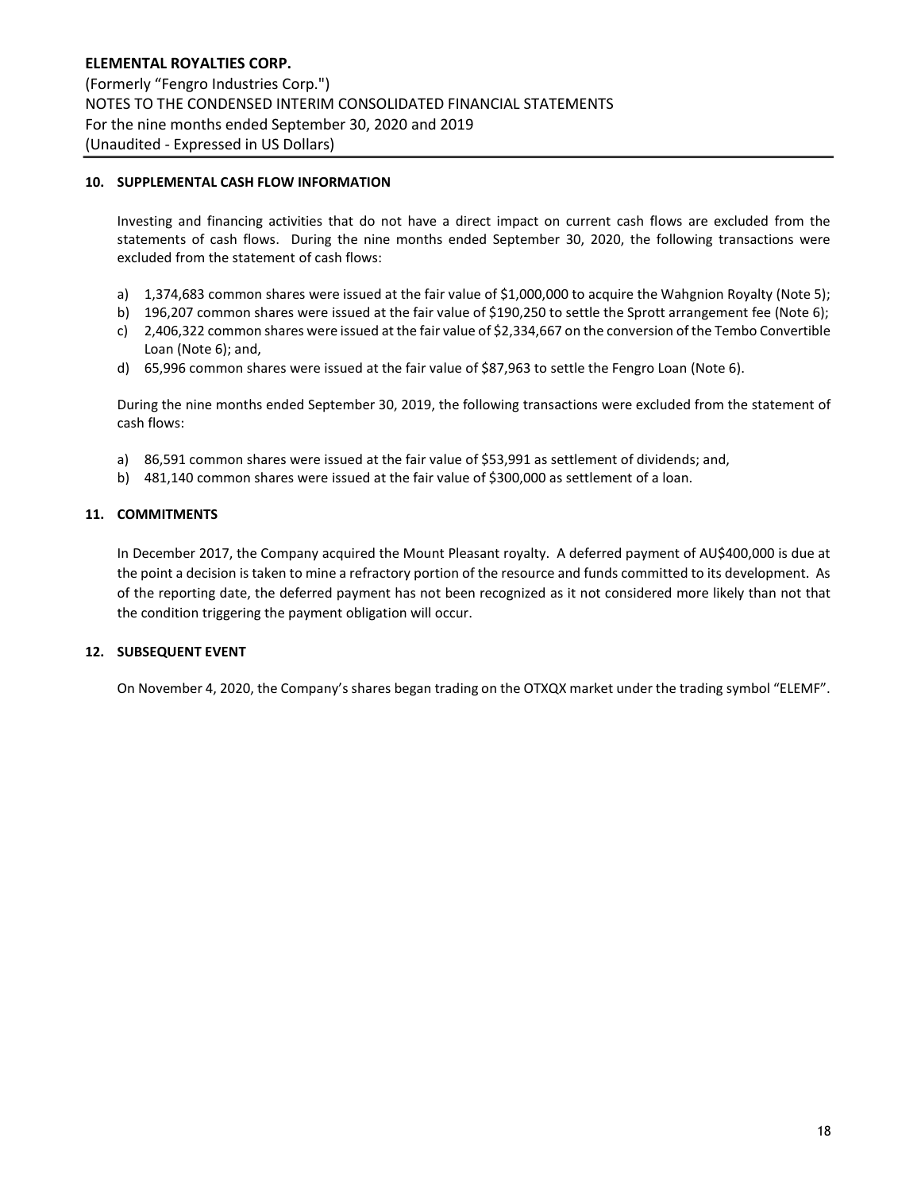## 10. SUPPLEMENTAL CASH FLOW INFORMATION

Investing and financing activities that do not have a direct impact on current cash flows are excluded from the statements of cash flows. During the nine months ended September 30, 2020, the following transactions were excluded from the statement of cash flows:

a) 1,374,683 common shares were issued at the fair value of $1,000,000 to acquire the Wahgnion Royalty (Note 5);
b) 196,207 common shares were issued at the fair value of $190,250 to settle the Sprott arrangement fee (Note 6);
c) 2,406,322 common shares were issued at the fair value of $2,334,667 on the conversion of the Tembo Convertible Loan (Note 6); and,
d) 65,996 common shares were issued at the fair value of $87,963 to settle the Fengro Loan (Note 6).

During the nine months ended September 30, 2019, the following transactions were excluded from the statement of cash flows:

a) 86,591 common shares were issued at the fair value of $53,991 as settlement of dividends; and,
b) 481,140 common shares were issued at the fair value of $300,000 as settlement of a loan.

## 11. COMMITMENTS

In December 2017, the Company acquired the Mount Pleasant royalty. A deferred payment of AU$400,000 is due at the point a decision is taken to mine a refractory portion of the resource and funds committed to its development. As of the reporting date, the deferred payment has not been recognized as it not considered more likely than not that the condition triggering the payment obligation will occur.

## 12. SUBSEQUENT EVENT

On November 4, 2020, the Company's shares began trading on the OTXQX market under the trading symbol "ELEMF".